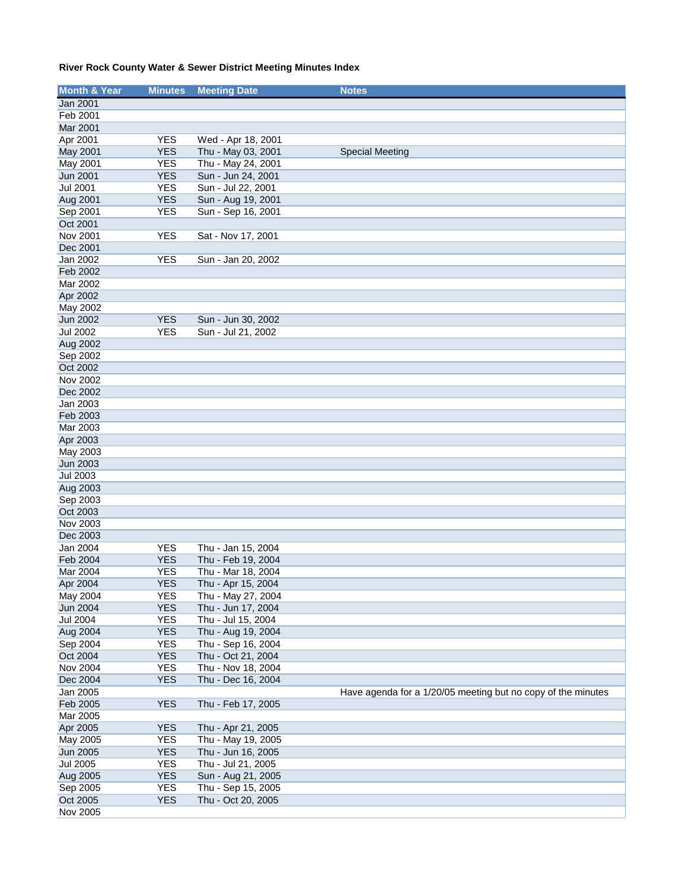**River Rock County Water & Sewer District Meeting Minutes Index**

| Month & Year | Minutes | Meeting Date | Notes |
|---|---|---|---|
| Jan 2001 | | | |
| Feb 2001 | | | |
| Mar 2001 | | | |
| Apr 2001 | YES | Wed - Apr 18, 2001 | |
| May 2001 | YES | Thu - May 03, 2001 | Special Meeting |
| May 2001 | YES | Thu - May 24, 2001 | |
| Jun 2001 | YES | Sun - Jun 24, 2001 | |
| Jul 2001 | YES | Sun - Jul 22, 2001 | |
| Aug 2001 | YES | Sun - Aug 19, 2001 | |
| Sep 2001 | YES | Sun - Sep 16, 2001 | |
| Oct 2001 | | | |
| Nov 2001 | YES | Sat - Nov 17, 2001 | |
| Dec 2001 | | | |
| Jan 2002 | YES | Sun - Jan 20, 2002 | |
| Feb 2002 | | | |
| Mar 2002 | | | |
| Apr 2002 | | | |
| May 2002 | | | |
| Jun 2002 | YES | Sun - Jun 30, 2002 | |
| Jul 2002 | YES | Sun - Jul 21, 2002 | |
| Aug 2002 | | | |
| Sep 2002 | | | |
| Oct 2002 | | | |
| Nov 2002 | | | |
| Dec 2002 | | | |
| Jan 2003 | | | |
| Feb 2003 | | | |
| Mar 2003 | | | |
| Apr 2003 | | | |
| May 2003 | | | |
| Jun 2003 | | | |
| Jul 2003 | | | |
| Aug 2003 | | | |
| Sep 2003 | | | |
| Oct 2003 | | | |
| Nov 2003 | | | |
| Dec 2003 | | | |
| Jan 2004 | YES | Thu - Jan 15, 2004 | |
| Feb 2004 | YES | Thu - Feb 19, 2004 | |
| Mar 2004 | YES | Thu - Mar 18, 2004 | |
| Apr 2004 | YES | Thu - Apr 15, 2004 | |
| May 2004 | YES | Thu - May 27, 2004 | |
| Jun 2004 | YES | Thu - Jun 17, 2004 | |
| Jul 2004 | YES | Thu - Jul 15, 2004 | |
| Aug 2004 | YES | Thu - Aug 19, 2004 | |
| Sep 2004 | YES | Thu - Sep 16, 2004 | |
| Oct 2004 | YES | Thu - Oct 21, 2004 | |
| Nov 2004 | YES | Thu - Nov 18, 2004 | |
| Dec 2004 | YES | Thu - Dec 16, 2004 | |
| Jan 2005 | | | Have agenda for a 1/20/05 meeting but no copy of the minutes |
| Feb 2005 | YES | Thu - Feb 17, 2005 | |
| Mar 2005 | | | |
| Apr 2005 | YES | Thu - Apr 21, 2005 | |
| May 2005 | YES | Thu - May 19, 2005 | |
| Jun 2005 | YES | Thu - Jun 16, 2005 | |
| Jul 2005 | YES | Thu - Jul 21, 2005 | |
| Aug 2005 | YES | Sun - Aug 21, 2005 | |
| Sep 2005 | YES | Thu - Sep 15, 2005 | |
| Oct 2005 | YES | Thu - Oct 20, 2005 | |
| Nov 2005 | | | |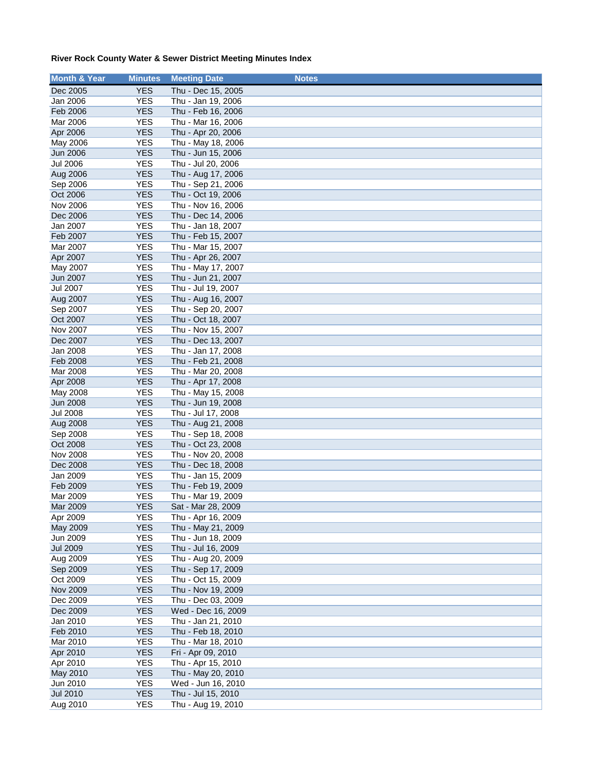**River Rock County Water & Sewer District Meeting Minutes Index**

| Month & Year | Minutes | Meeting Date | Notes |
|---|---|---|---|
| Dec 2005 | YES | Thu - Dec 15, 2005 | |
| Jan 2006 | YES | Thu - Jan 19, 2006 | |
| Feb 2006 | YES | Thu - Feb 16, 2006 | |
| Mar 2006 | YES | Thu - Mar 16, 2006 | |
| Apr 2006 | YES | Thu - Apr 20, 2006 | |
| May 2006 | YES | Thu - May 18, 2006 | |
| Jun 2006 | YES | Thu - Jun 15, 2006 | |
| Jul 2006 | YES | Thu - Jul 20, 2006 | |
| Aug 2006 | YES | Thu - Aug 17, 2006 | |
| Sep 2006 | YES | Thu - Sep 21, 2006 | |
| Oct 2006 | YES | Thu - Oct 19, 2006 | |
| Nov 2006 | YES | Thu - Nov 16, 2006 | |
| Dec 2006 | YES | Thu - Dec 14, 2006 | |
| Jan 2007 | YES | Thu - Jan 18, 2007 | |
| Feb 2007 | YES | Thu - Feb 15, 2007 | |
| Mar 2007 | YES | Thu - Mar 15, 2007 | |
| Apr 2007 | YES | Thu - Apr 26, 2007 | |
| May 2007 | YES | Thu - May 17, 2007 | |
| Jun 2007 | YES | Thu - Jun 21, 2007 | |
| Jul 2007 | YES | Thu - Jul 19, 2007 | |
| Aug 2007 | YES | Thu - Aug 16, 2007 | |
| Sep 2007 | YES | Thu - Sep 20, 2007 | |
| Oct 2007 | YES | Thu - Oct 18, 2007 | |
| Nov 2007 | YES | Thu - Nov 15, 2007 | |
| Dec 2007 | YES | Thu - Dec 13, 2007 | |
| Jan 2008 | YES | Thu - Jan 17, 2008 | |
| Feb 2008 | YES | Thu - Feb 21, 2008 | |
| Mar 2008 | YES | Thu - Mar 20, 2008 | |
| Apr 2008 | YES | Thu - Apr 17, 2008 | |
| May 2008 | YES | Thu - May 15, 2008 | |
| Jun 2008 | YES | Thu - Jun 19, 2008 | |
| Jul 2008 | YES | Thu - Jul 17, 2008 | |
| Aug 2008 | YES | Thu - Aug 21, 2008 | |
| Sep 2008 | YES | Thu - Sep 18, 2008 | |
| Oct 2008 | YES | Thu - Oct 23, 2008 | |
| Nov 2008 | YES | Thu - Nov 20, 2008 | |
| Dec 2008 | YES | Thu - Dec 18, 2008 | |
| Jan 2009 | YES | Thu - Jan 15, 2009 | |
| Feb 2009 | YES | Thu - Feb 19, 2009 | |
| Mar 2009 | YES | Thu - Mar 19, 2009 | |
| Mar 2009 | YES | Sat - Mar 28, 2009 | |
| Apr 2009 | YES | Thu - Apr 16, 2009 | |
| May 2009 | YES | Thu - May 21, 2009 | |
| Jun 2009 | YES | Thu - Jun 18, 2009 | |
| Jul 2009 | YES | Thu - Jul 16, 2009 | |
| Aug 2009 | YES | Thu - Aug 20, 2009 | |
| Sep 2009 | YES | Thu - Sep 17, 2009 | |
| Oct 2009 | YES | Thu - Oct 15, 2009 | |
| Nov 2009 | YES | Thu - Nov 19, 2009 | |
| Dec 2009 | YES | Thu - Dec 03, 2009 | |
| Dec 2009 | YES | Wed - Dec 16, 2009 | |
| Jan 2010 | YES | Thu - Jan 21, 2010 | |
| Feb 2010 | YES | Thu - Feb 18, 2010 | |
| Mar 2010 | YES | Thu - Mar 18, 2010 | |
| Apr 2010 | YES | Fri - Apr 09, 2010 | |
| Apr 2010 | YES | Thu - Apr 15, 2010 | |
| May 2010 | YES | Thu - May 20, 2010 | |
| Jun 2010 | YES | Wed - Jun 16, 2010 | |
| Jul 2010 | YES | Thu - Jul 15, 2010 | |
| Aug 2010 | YES | Thu - Aug 19, 2010 | |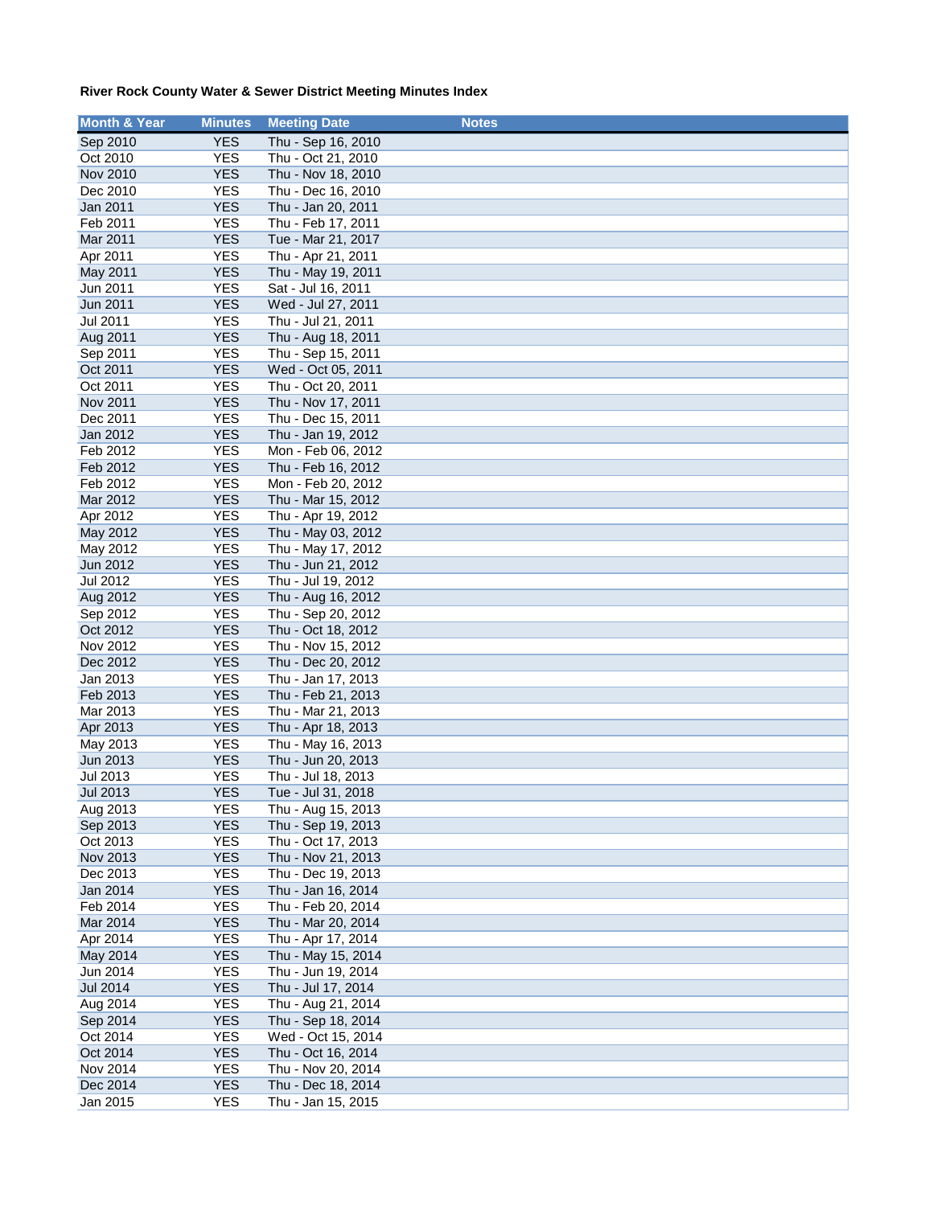**River Rock County Water & Sewer District Meeting Minutes Index**

| Month & Year | Minutes | Meeting Date | Notes |
|---|---|---|---|
| Sep 2010 | YES | Thu - Sep 16, 2010 | |
| Oct 2010 | YES | Thu - Oct 21, 2010 | |
| Nov 2010 | YES | Thu - Nov 18, 2010 | |
| Dec 2010 | YES | Thu - Dec 16, 2010 | |
| Jan 2011 | YES | Thu - Jan 20, 2011 | |
| Feb 2011 | YES | Thu - Feb 17, 2011 | |
| Mar 2011 | YES | Tue - Mar 21, 2017 | |
| Apr 2011 | YES | Thu - Apr 21, 2011 | |
| May 2011 | YES | Thu - May 19, 2011 | |
| Jun 2011 | YES | Sat - Jul 16, 2011 | |
| Jun 2011 | YES | Wed - Jul 27, 2011 | |
| Jul 2011 | YES | Thu - Jul 21, 2011 | |
| Aug 2011 | YES | Thu - Aug 18, 2011 | |
| Sep 2011 | YES | Thu - Sep 15, 2011 | |
| Oct 2011 | YES | Wed - Oct 05, 2011 | |
| Oct 2011 | YES | Thu - Oct 20, 2011 | |
| Nov 2011 | YES | Thu - Nov 17, 2011 | |
| Dec 2011 | YES | Thu - Dec 15, 2011 | |
| Jan 2012 | YES | Thu - Jan 19, 2012 | |
| Feb 2012 | YES | Mon - Feb 06, 2012 | |
| Feb 2012 | YES | Thu - Feb 16, 2012 | |
| Feb 2012 | YES | Mon - Feb 20, 2012 | |
| Mar 2012 | YES | Thu - Mar 15, 2012 | |
| Apr 2012 | YES | Thu - Apr 19, 2012 | |
| May 2012 | YES | Thu - May 03, 2012 | |
| May 2012 | YES | Thu - May 17, 2012 | |
| Jun 2012 | YES | Thu - Jun 21, 2012 | |
| Jul 2012 | YES | Thu - Jul 19, 2012 | |
| Aug 2012 | YES | Thu - Aug 16, 2012 | |
| Sep 2012 | YES | Thu - Sep 20, 2012 | |
| Oct 2012 | YES | Thu - Oct 18, 2012 | |
| Nov 2012 | YES | Thu - Nov 15, 2012 | |
| Dec 2012 | YES | Thu - Dec 20, 2012 | |
| Jan 2013 | YES | Thu - Jan 17, 2013 | |
| Feb 2013 | YES | Thu - Feb 21, 2013 | |
| Mar 2013 | YES | Thu - Mar 21, 2013 | |
| Apr 2013 | YES | Thu - Apr 18, 2013 | |
| May 2013 | YES | Thu - May 16, 2013 | |
| Jun 2013 | YES | Thu - Jun 20, 2013 | |
| Jul 2013 | YES | Thu - Jul 18, 2013 | |
| Jul 2013 | YES | Tue - Jul 31, 2018 | |
| Aug 2013 | YES | Thu - Aug 15, 2013 | |
| Sep 2013 | YES | Thu - Sep 19, 2013 | |
| Oct 2013 | YES | Thu - Oct 17, 2013 | |
| Nov 2013 | YES | Thu - Nov 21, 2013 | |
| Dec 2013 | YES | Thu - Dec 19, 2013 | |
| Jan 2014 | YES | Thu - Jan 16, 2014 | |
| Feb 2014 | YES | Thu - Feb 20, 2014 | |
| Mar 2014 | YES | Thu - Mar 20, 2014 | |
| Apr 2014 | YES | Thu - Apr 17, 2014 | |
| May 2014 | YES | Thu - May 15, 2014 | |
| Jun 2014 | YES | Thu - Jun 19, 2014 | |
| Jul 2014 | YES | Thu - Jul 17, 2014 | |
| Aug 2014 | YES | Thu - Aug 21, 2014 | |
| Sep 2014 | YES | Thu - Sep 18, 2014 | |
| Oct 2014 | YES | Wed - Oct 15, 2014 | |
| Oct 2014 | YES | Thu - Oct 16, 2014 | |
| Nov 2014 | YES | Thu - Nov 20, 2014 | |
| Dec 2014 | YES | Thu - Dec 18, 2014 | |
| Jan 2015 | YES | Thu - Jan 15, 2015 | |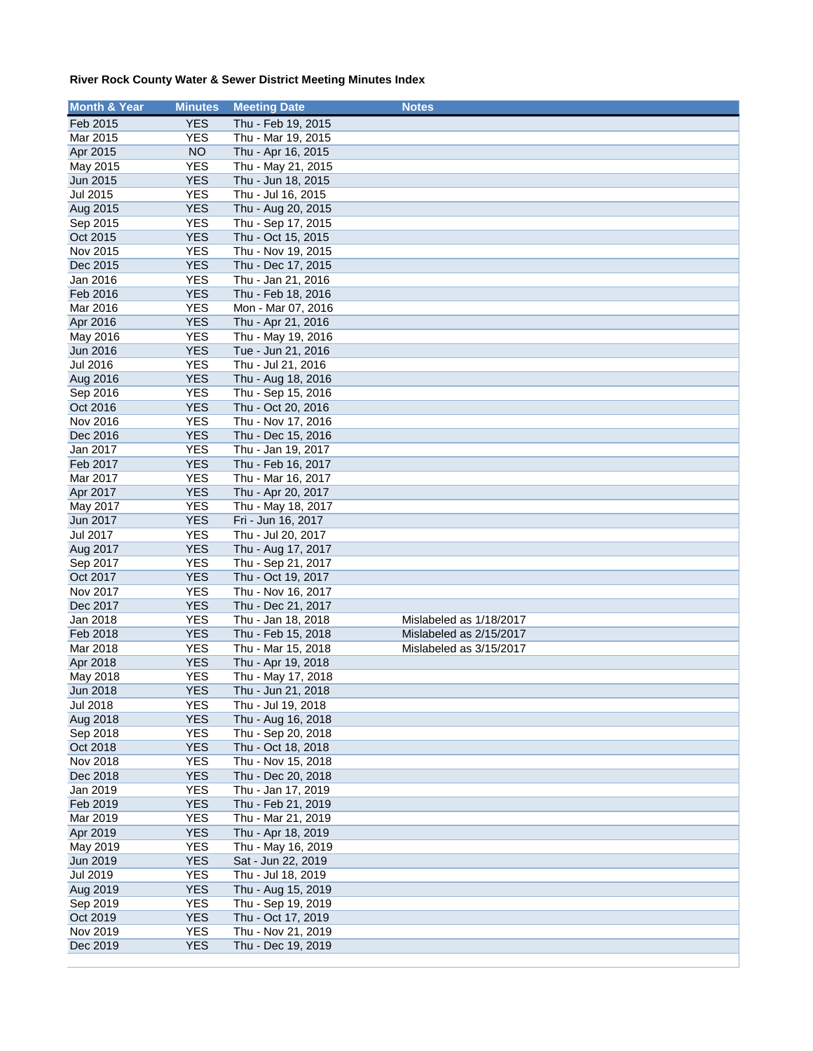**River Rock County Water & Sewer District Meeting Minutes Index**

| Month & Year | Minutes | Meeting Date | Notes |
|---|---|---|---|
| Feb 2015 | YES | Thu - Feb 19, 2015 | |
| Mar 2015 | YES | Thu - Mar 19, 2015 | |
| Apr 2015 | NO | Thu - Apr 16, 2015 | |
| May 2015 | YES | Thu - May 21, 2015 | |
| Jun 2015 | YES | Thu - Jun 18, 2015 | |
| Jul 2015 | YES | Thu - Jul 16, 2015 | |
| Aug 2015 | YES | Thu - Aug 20, 2015 | |
| Sep 2015 | YES | Thu - Sep 17, 2015 | |
| Oct 2015 | YES | Thu - Oct 15, 2015 | |
| Nov 2015 | YES | Thu - Nov 19, 2015 | |
| Dec 2015 | YES | Thu - Dec 17, 2015 | |
| Jan 2016 | YES | Thu - Jan 21, 2016 | |
| Feb 2016 | YES | Thu - Feb 18, 2016 | |
| Mar 2016 | YES | Mon - Mar 07, 2016 | |
| Apr 2016 | YES | Thu - Apr 21, 2016 | |
| May 2016 | YES | Thu - May 19, 2016 | |
| Jun 2016 | YES | Tue - Jun 21, 2016 | |
| Jul 2016 | YES | Thu - Jul 21, 2016 | |
| Aug 2016 | YES | Thu - Aug 18, 2016 | |
| Sep 2016 | YES | Thu - Sep 15, 2016 | |
| Oct 2016 | YES | Thu - Oct 20, 2016 | |
| Nov 2016 | YES | Thu - Nov 17, 2016 | |
| Dec 2016 | YES | Thu - Dec 15, 2016 | |
| Jan 2017 | YES | Thu - Jan 19, 2017 | |
| Feb 2017 | YES | Thu - Feb 16, 2017 | |
| Mar 2017 | YES | Thu - Mar 16, 2017 | |
| Apr 2017 | YES | Thu - Apr 20, 2017 | |
| May 2017 | YES | Thu - May 18, 2017 | |
| Jun 2017 | YES | Fri - Jun 16, 2017 | |
| Jul 2017 | YES | Thu - Jul 20, 2017 | |
| Aug 2017 | YES | Thu - Aug 17, 2017 | |
| Sep 2017 | YES | Thu - Sep 21, 2017 | |
| Oct 2017 | YES | Thu - Oct 19, 2017 | |
| Nov 2017 | YES | Thu - Nov 16, 2017 | |
| Dec 2017 | YES | Thu - Dec 21, 2017 | |
| Jan 2018 | YES | Thu - Jan 18, 2018 | Mislabeled as 1/18/2017 |
| Feb 2018 | YES | Thu - Feb 15, 2018 | Mislabeled as 2/15/2017 |
| Mar 2018 | YES | Thu - Mar 15, 2018 | Mislabeled as 3/15/2017 |
| Apr 2018 | YES | Thu - Apr 19, 2018 | |
| May 2018 | YES | Thu - May 17, 2018 | |
| Jun 2018 | YES | Thu - Jun 21, 2018 | |
| Jul 2018 | YES | Thu - Jul 19, 2018 | |
| Aug 2018 | YES | Thu - Aug 16, 2018 | |
| Sep 2018 | YES | Thu - Sep 20, 2018 | |
| Oct 2018 | YES | Thu - Oct 18, 2018 | |
| Nov 2018 | YES | Thu - Nov 15, 2018 | |
| Dec 2018 | YES | Thu - Dec 20, 2018 | |
| Jan 2019 | YES | Thu - Jan 17, 2019 | |
| Feb 2019 | YES | Thu - Feb 21, 2019 | |
| Mar 2019 | YES | Thu - Mar 21, 2019 | |
| Apr 2019 | YES | Thu - Apr 18, 2019 | |
| May 2019 | YES | Thu - May 16, 2019 | |
| Jun 2019 | YES | Sat - Jun 22, 2019 | |
| Jul 2019 | YES | Thu - Jul 18, 2019 | |
| Aug 2019 | YES | Thu - Aug 15, 2019 | |
| Sep 2019 | YES | Thu - Sep 19, 2019 | |
| Oct 2019 | YES | Thu - Oct 17, 2019 | |
| Nov 2019 | YES | Thu - Nov 21, 2019 | |
| Dec 2019 | YES | Thu - Dec 19, 2019 | |